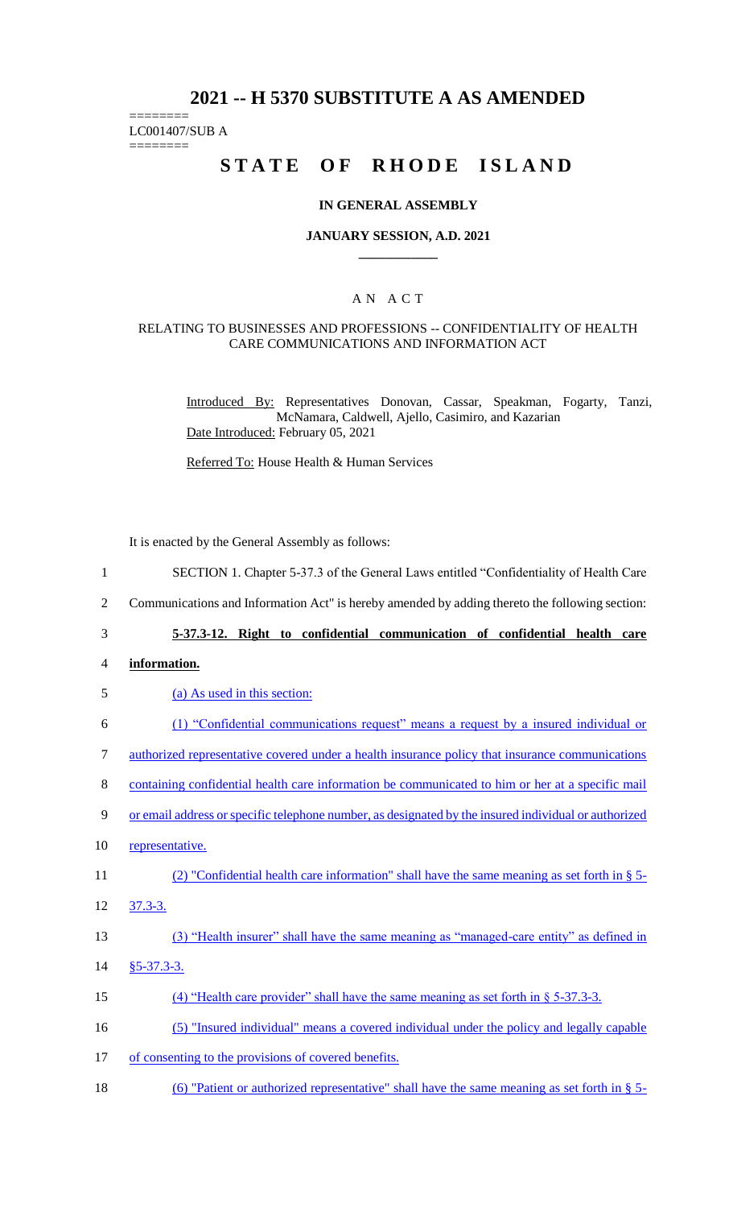# 2021 -- H 5370 SUBSTITUTE A AS AMENDED

========
LC001407/SUB A
========

# STATE OF RHODE ISLAND

## IN GENERAL ASSEMBLY

### JANUARY SESSION, A.D. 2021

---

## A N A C T

### RELATING TO BUSINESSES AND PROFESSIONS -- CONFIDENTIALITY OF HEALTH CARE COMMUNICATIONS AND INFORMATION ACT

Introduced By: Representatives Donovan, Cassar, Speakman, Fogarty, Tanzi, McNamara, Caldwell, Ajello, Casimiro, and Kazarian
Date Introduced: February 05, 2021

Referred To: House Health & Human Services

It is enacted by the General Assembly as follows:

1 SECTION 1. Chapter 5-37.3 of the General Laws entitled "Confidentiality of Health Care
2 Communications and Information Act" is hereby amended by adding thereto the following section:
3 **5-37.3-12. Right to confidential communication of confidential health care**
4 **information.**
5 (a) As used in this section:
6 (1) "Confidential communications request" means a request by a insured individual or
7 authorized representative covered under a health insurance policy that insurance communications
8 containing confidential health care information be communicated to him or her at a specific mail
9 or email address or specific telephone number, as designated by the insured individual or authorized
10 representative.
11 (2) "Confidential health care information" shall have the same meaning as set forth in § 5-
12 37.3-3.
13 (3) "Health insurer" shall have the same meaning as "managed-care entity" as defined in
14 §5-37.3-3.
15 (4) "Health care provider" shall have the same meaning as set forth in § 5-37.3-3.
16 (5) "Insured individual" means a covered individual under the policy and legally capable
17 of consenting to the provisions of covered benefits.
18 (6) "Patient or authorized representative" shall have the same meaning as set forth in § 5-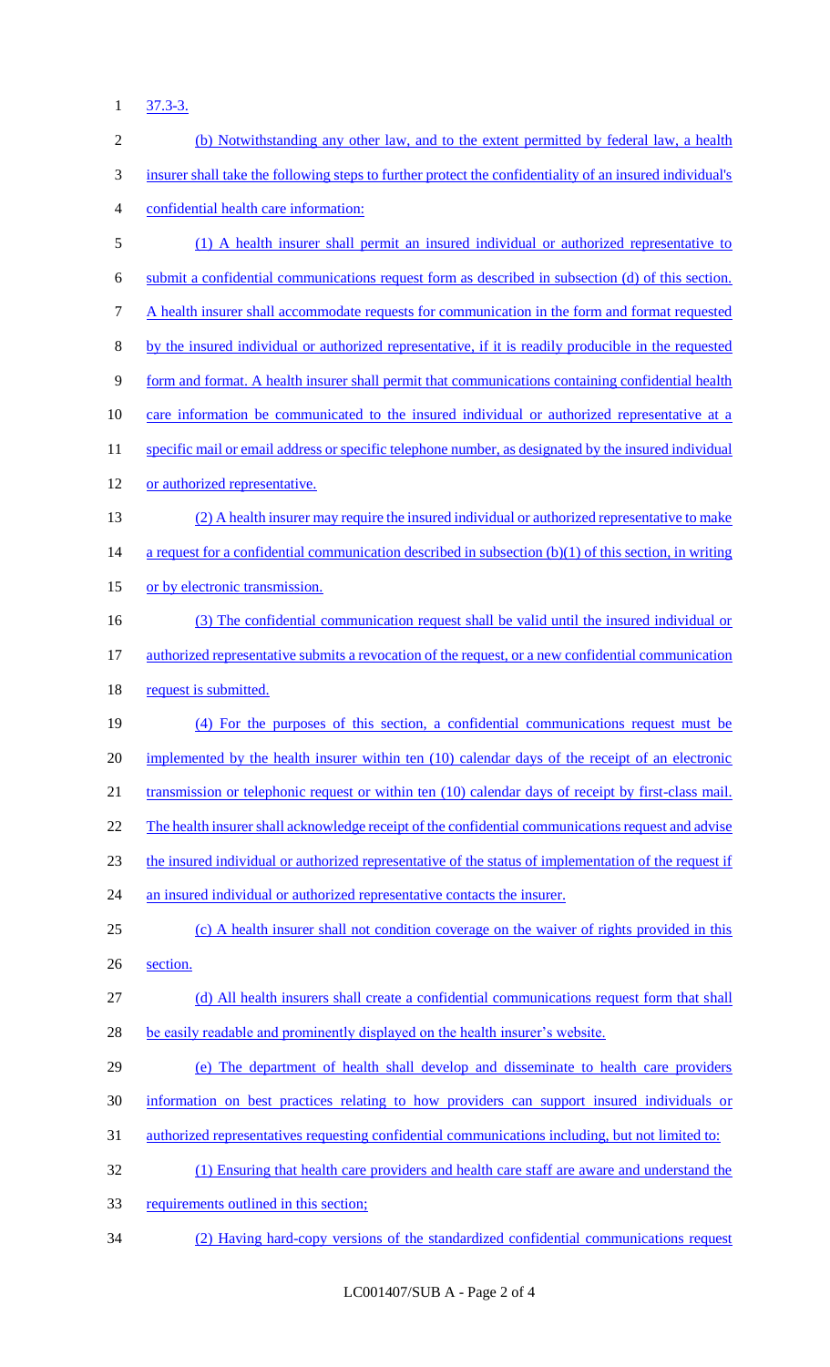37.3-3.

(b) Notwithstanding any other law, and to the extent permitted by federal law, a health insurer shall take the following steps to further protect the confidentiality of an insured individual's confidential health care information:

(1) A health insurer shall permit an insured individual or authorized representative to submit a confidential communications request form as described in subsection (d) of this section. A health insurer shall accommodate requests for communication in the form and format requested by the insured individual or authorized representative, if it is readily producible in the requested form and format. A health insurer shall permit that communications containing confidential health care information be communicated to the insured individual or authorized representative at a specific mail or email address or specific telephone number, as designated by the insured individual or authorized representative.

(2) A health insurer may require the insured individual or authorized representative to make a request for a confidential communication described in subsection (b)(1) of this section, in writing or by electronic transmission.

(3) The confidential communication request shall be valid until the insured individual or authorized representative submits a revocation of the request, or a new confidential communication request is submitted.

(4) For the purposes of this section, a confidential communications request must be implemented by the health insurer within ten (10) calendar days of the receipt of an electronic transmission or telephonic request or within ten (10) calendar days of receipt by first-class mail. The health insurer shall acknowledge receipt of the confidential communications request and advise the insured individual or authorized representative of the status of implementation of the request if an insured individual or authorized representative contacts the insurer.

(c) A health insurer shall not condition coverage on the waiver of rights provided in this section.

(d) All health insurers shall create a confidential communications request form that shall be easily readable and prominently displayed on the health insurer's website.

(e) The department of health shall develop and disseminate to health care providers information on best practices relating to how providers can support insured individuals or authorized representatives requesting confidential communications including, but not limited to:

(1) Ensuring that health care providers and health care staff are aware and understand the requirements outlined in this section;

(2) Having hard-copy versions of the standardized confidential communications request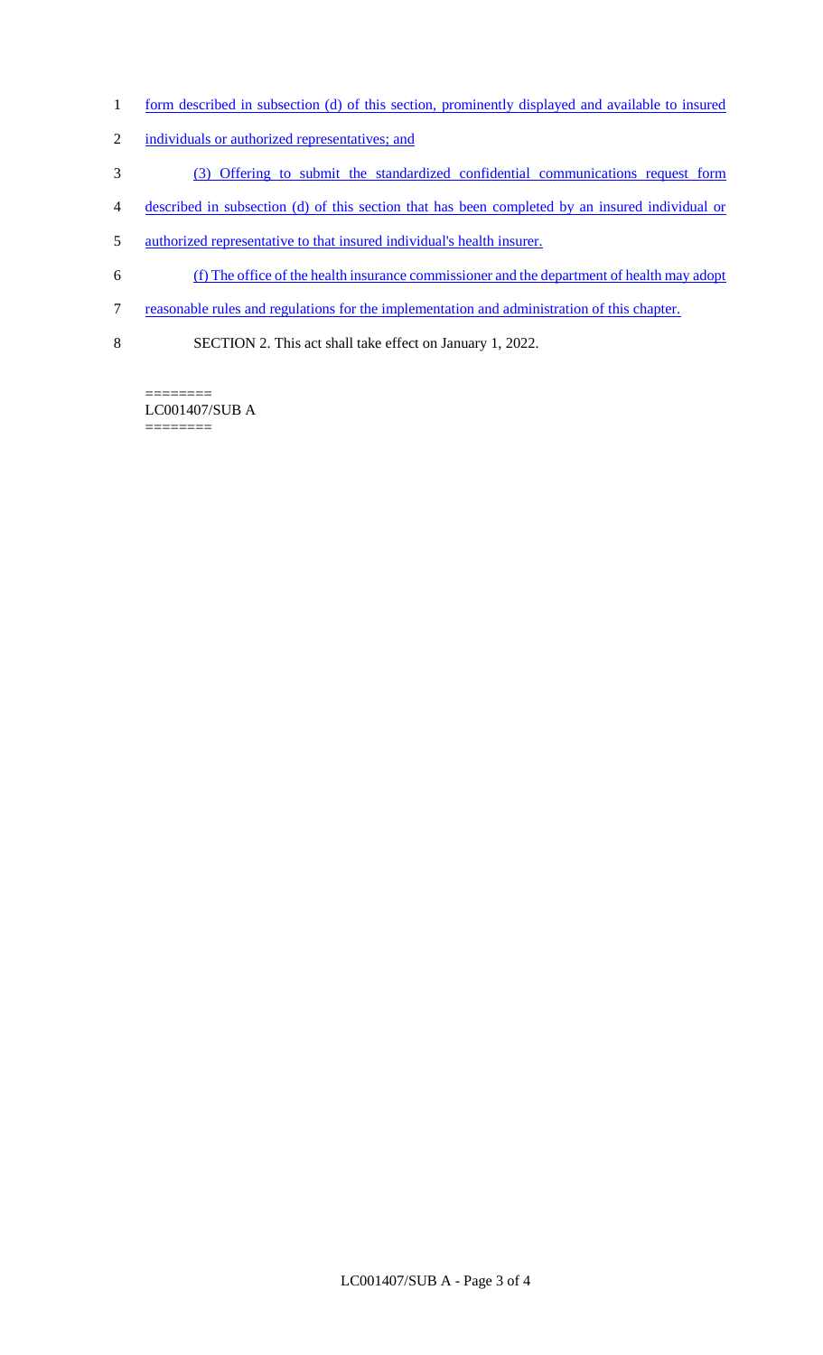form described in subsection (d) of this section, prominently displayed and available to insured individuals or authorized representatives; and

(3) Offering to submit the standardized confidential communications request form described in subsection (d) of this section that has been completed by an insured individual or authorized representative to that insured individual's health insurer.

(f) The office of the health insurance commissioner and the department of health may adopt reasonable rules and regulations for the implementation and administration of this chapter.

SECTION 2. This act shall take effect on January 1, 2022.

========
LC001407/SUB A
========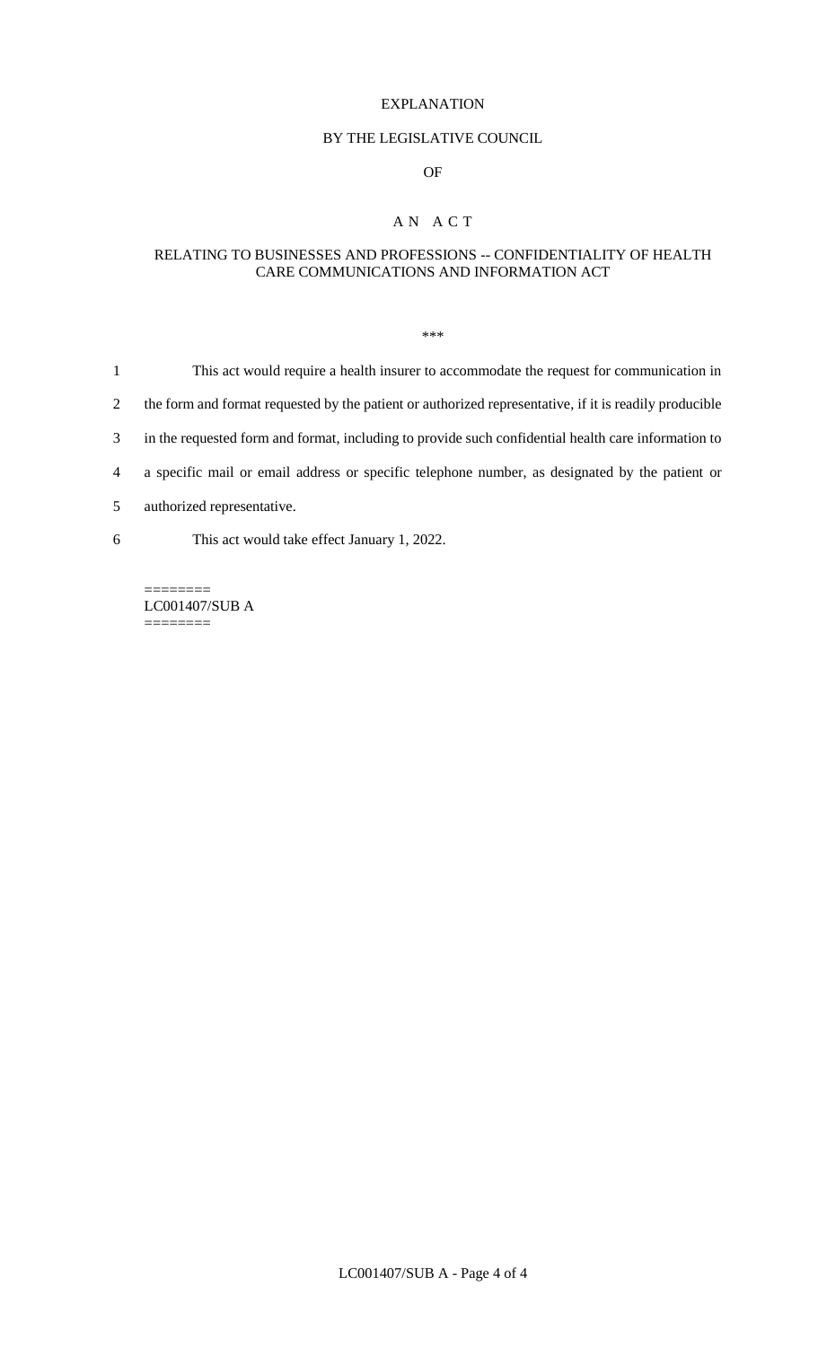EXPLANATION

BY THE LEGISLATIVE COUNCIL

OF

A N A C T

RELATING TO BUSINESSES AND PROFESSIONS -- CONFIDENTIALITY OF HEALTH CARE COMMUNICATIONS AND INFORMATION ACT

\*\*\*

1 This act would require a health insurer to accommodate the request for communication in
2 the form and format requested by the patient or authorized representative, if it is readily producible
3 in the requested form and format, including to provide such confidential health care information to
4 a specific mail or email address or specific telephone number, as designated by the patient or
5 authorized representative.

6 This act would take effect January 1, 2022.

========
LC001407/SUB A
========